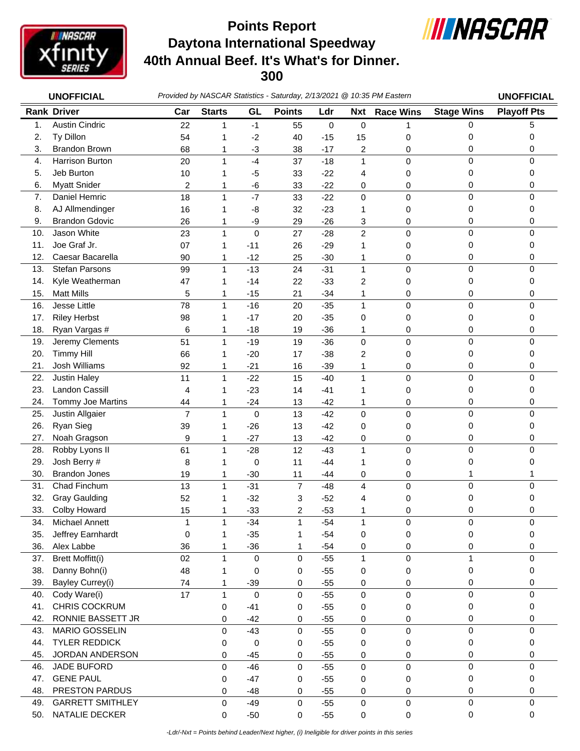# Points Report
## Daytona International Speedway
## 40th Annual Beef. It's What's for Dinner. 300

**UNOFFICIAL** *Provided by NASCAR Statistics - Saturday, 2/13/2021 @ 10:35 PM Eastern* **UNOFFICIAL**

| Rank | Driver | Car | Starts | GL | Points | Ldr | Nxt | Race Wins | Stage Wins | Playoff Pts |
|---|---|---|---|---|---|---|---|---|---|---|
| 1. | Austin Cindric | 22 | 1 | -1 | 55 | 0 | 0 | 1 | 0 | 5 |
| 2. | Ty Dillon | 54 | 1 | -2 | 40 | -15 | 15 | 0 | 0 | 0 |
| 3. | Brandon Brown | 68 | 1 | -3 | 38 | -17 | 2 | 0 | 0 | 0 |
| 4. | Harrison Burton | 20 | 1 | -4 | 37 | -18 | 1 | 0 | 0 | 0 |
| 5. | Jeb Burton | 10 | 1 | -5 | 33 | -22 | 4 | 0 | 0 | 0 |
| 6. | Myatt Snider | 2 | 1 | -6 | 33 | -22 | 0 | 0 | 0 | 0 |
| 7. | Daniel Hemric | 18 | 1 | -7 | 33 | -22 | 0 | 0 | 0 | 0 |
| 8. | AJ Allmendinger | 16 | 1 | -8 | 32 | -23 | 1 | 0 | 0 | 0 |
| 9. | Brandon Gdovic | 26 | 1 | -9 | 29 | -26 | 3 | 0 | 0 | 0 |
| 10. | Jason White | 23 | 1 | 0 | 27 | -28 | 2 | 0 | 0 | 0 |
| 11. | Joe Graf Jr. | 07 | 1 | -11 | 26 | -29 | 1 | 0 | 0 | 0 |
| 12. | Caesar Bacarella | 90 | 1 | -12 | 25 | -30 | 1 | 0 | 0 | 0 |
| 13. | Stefan Parsons | 99 | 1 | -13 | 24 | -31 | 1 | 0 | 0 | 0 |
| 14. | Kyle Weatherman | 47 | 1 | -14 | 22 | -33 | 2 | 0 | 0 | 0 |
| 15. | Matt Mills | 5 | 1 | -15 | 21 | -34 | 1 | 0 | 0 | 0 |
| 16. | Jesse Little | 78 | 1 | -16 | 20 | -35 | 1 | 0 | 0 | 0 |
| 17. | Riley Herbst | 98 | 1 | -17 | 20 | -35 | 0 | 0 | 0 | 0 |
| 18. | Ryan Vargas # | 6 | 1 | -18 | 19 | -36 | 1 | 0 | 0 | 0 |
| 19. | Jeremy Clements | 51 | 1 | -19 | 19 | -36 | 0 | 0 | 0 | 0 |
| 20. | Timmy Hill | 66 | 1 | -20 | 17 | -38 | 2 | 0 | 0 | 0 |
| 21. | Josh Williams | 92 | 1 | -21 | 16 | -39 | 1 | 0 | 0 | 0 |
| 22. | Justin Haley | 11 | 1 | -22 | 15 | -40 | 1 | 0 | 0 | 0 |
| 23. | Landon Cassill | 4 | 1 | -23 | 14 | -41 | 1 | 0 | 0 | 0 |
| 24. | Tommy Joe Martins | 44 | 1 | -24 | 13 | -42 | 1 | 0 | 0 | 0 |
| 25. | Justin Allgaier | 7 | 1 | 0 | 13 | -42 | 0 | 0 | 0 | 0 |
| 26. | Ryan Sieg | 39 | 1 | -26 | 13 | -42 | 0 | 0 | 0 | 0 |
| 27. | Noah Gragson | 9 | 1 | -27 | 13 | -42 | 0 | 0 | 0 | 0 |
| 28. | Robby Lyons II | 61 | 1 | -28 | 12 | -43 | 1 | 0 | 0 | 0 |
| 29. | Josh Berry # | 8 | 1 | 0 | 11 | -44 | 1 | 0 | 0 | 0 |
| 30. | Brandon Jones | 19 | 1 | -30 | 11 | -44 | 0 | 0 | 1 | 1 |
| 31. | Chad Finchum | 13 | 1 | -31 | 7 | -48 | 4 | 0 | 0 | 0 |
| 32. | Gray Gaulding | 52 | 1 | -32 | 3 | -52 | 4 | 0 | 0 | 0 |
| 33. | Colby Howard | 15 | 1 | -33 | 2 | -53 | 1 | 0 | 0 | 0 |
| 34. | Michael Annett | 1 | 1 | -34 | 1 | -54 | 1 | 0 | 0 | 0 |
| 35. | Jeffrey Earnhardt | 0 | 1 | -35 | 1 | -54 | 0 | 0 | 0 | 0 |
| 36. | Alex Labbe | 36 | 1 | -36 | 1 | -54 | 0 | 0 | 0 | 0 |
| 37. | Brett Moffitt(i) | 02 | 1 | 0 | 0 | -55 | 1 | 0 | 1 | 0 |
| 38. | Danny Bohn(i) | 48 | 1 | 0 | 0 | -55 | 0 | 0 | 0 | 0 |
| 39. | Bayley Currey(i) | 74 | 1 | -39 | 0 | -55 | 0 | 0 | 0 | 0 |
| 40. | Cody Ware(i) | 17 | 1 | 0 | 0 | -55 | 0 | 0 | 0 | 0 |
| 41. | CHRIS COCKRUM | | 0 | -41 | 0 | -55 | 0 | 0 | 0 | 0 |
| 42. | RONNIE BASSETT JR | | 0 | -42 | 0 | -55 | 0 | 0 | 0 | 0 |
| 43. | MARIO GOSSELIN | | 0 | -43 | 0 | -55 | 0 | 0 | 0 | 0 |
| 44. | TYLER REDDICK | | 0 | 0 | 0 | -55 | 0 | 0 | 0 | 0 |
| 45. | JORDAN ANDERSON | | 0 | -45 | 0 | -55 | 0 | 0 | 0 | 0 |
| 46. | JADE BUFORD | | 0 | -46 | 0 | -55 | 0 | 0 | 0 | 0 |
| 47. | GENE PAUL | | 0 | -47 | 0 | -55 | 0 | 0 | 0 | 0 |
| 48. | PRESTON PARDUS | | 0 | -48 | 0 | -55 | 0 | 0 | 0 | 0 |
| 49. | GARRETT SMITHLEY | | 0 | -49 | 0 | -55 | 0 | 0 | 0 | 0 |
| 50. | NATALIE DECKER | | 0 | -50 | 0 | -55 | 0 | 0 | 0 | 0 |

*-Ldr/-Nxt = Points behind Leader/Next higher, (i) Ineligible for driver points in this series*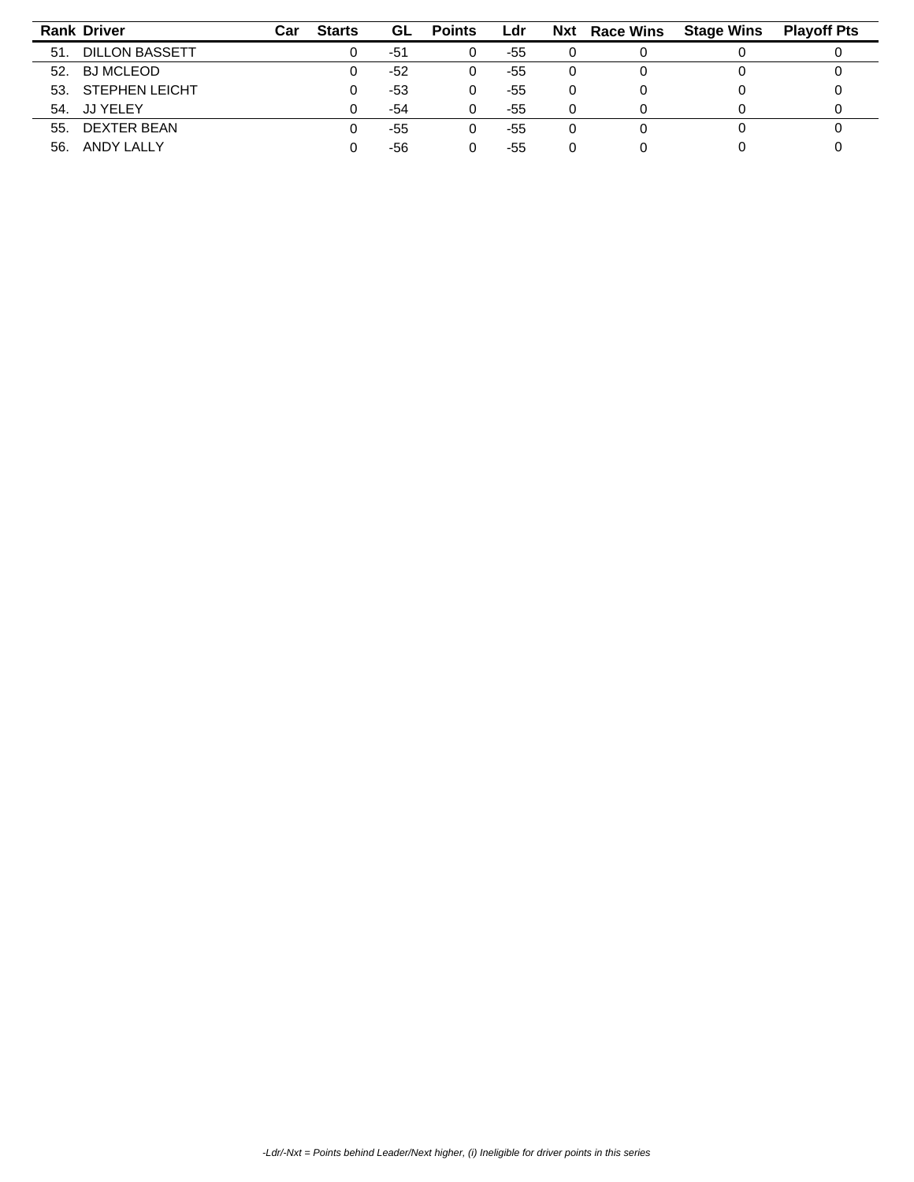| Rank | Driver | Car | Starts | GL | Points | Ldr | Nxt | Race Wins | Stage Wins | Playoff Pts |
|---|---|---|---|---|---|---|---|---|---|---|
| 51. | DILLON BASSETT | | 0 | -51 | 0 | -55 | 0 | 0 | 0 | 0 |
| 52. | BJ MCLEOD | | 0 | -52 | 0 | -55 | 0 | 0 | 0 | 0 |
| 53. | STEPHEN LEICHT | | 0 | -53 | 0 | -55 | 0 | 0 | 0 | 0 |
| 54. | JJ YELEY | | 0 | -54 | 0 | -55 | 0 | 0 | 0 | 0 |
| 55. | DEXTER BEAN | | 0 | -55 | 0 | -55 | 0 | 0 | 0 | 0 |
| 56. | ANDY LALLY | | 0 | -56 | 0 | -55 | 0 | 0 | 0 | 0 |

*-Ldr/-Nxt = Points behind Leader/Next higher, (i) Ineligible for driver points in this series*